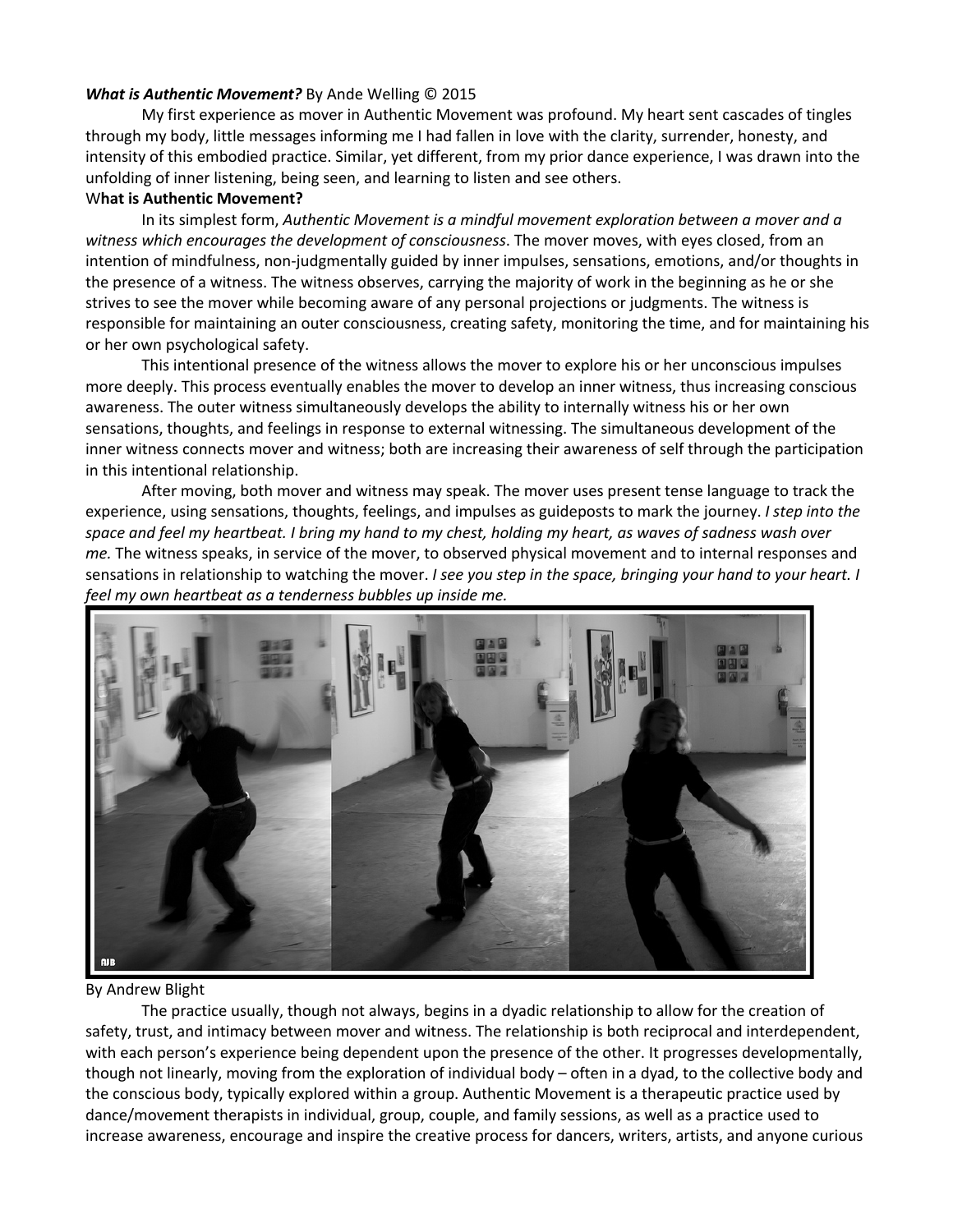***What is Authentic Movement?*** By Ande Welling © 2015

My first experience as mover in Authentic Movement was profound. My heart sent cascades of tingles through my body, little messages informing me I had fallen in love with the clarity, surrender, honesty, and intensity of this embodied practice. Similar, yet different, from my prior dance experience, I was drawn into the unfolding of inner listening, being seen, and learning to listen and see others.

**What is Authentic Movement?**

In its simplest form, *Authentic Movement is a mindful movement exploration between a mover and a witness which encourages the development of consciousness*. The mover moves, with eyes closed, from an intention of mindfulness, non-judgmentally guided by inner impulses, sensations, emotions, and/or thoughts in the presence of a witness. The witness observes, carrying the majority of work in the beginning as he or she strives to see the mover while becoming aware of any personal projections or judgments. The witness is responsible for maintaining an outer consciousness, creating safety, monitoring the time, and for maintaining his or her own psychological safety.

This intentional presence of the witness allows the mover to explore his or her unconscious impulses more deeply. This process eventually enables the mover to develop an inner witness, thus increasing conscious awareness. The outer witness simultaneously develops the ability to internally witness his or her own sensations, thoughts, and feelings in response to external witnessing. The simultaneous development of the inner witness connects mover and witness; both are increasing their awareness of self through the participation in this intentional relationship.

After moving, both mover and witness may speak. The mover uses present tense language to track the experience, using sensations, thoughts, feelings, and impulses as guideposts to mark the journey. *I step into the space and feel my heartbeat. I bring my hand to my chest, holding my heart, as waves of sadness wash over me.* The witness speaks, in service of the mover, to observed physical movement and to internal responses and sensations in relationship to watching the mover. *I see you step in the space, bringing your hand to your heart. I feel my own heartbeat as a tenderness bubbles up inside me.*

By Andrew Blight

The practice usually, though not always, begins in a dyadic relationship to allow for the creation of safety, trust, and intimacy between mover and witness. The relationship is both reciprocal and interdependent, with each person's experience being dependent upon the presence of the other. It progresses developmentally, though not linearly, moving from the exploration of individual body – often in a dyad, to the collective body and the conscious body, typically explored within a group. Authentic Movement is a therapeutic practice used by dance/movement therapists in individual, group, couple, and family sessions, as well as a practice used to increase awareness, encourage and inspire the creative process for dancers, writers, artists, and anyone curious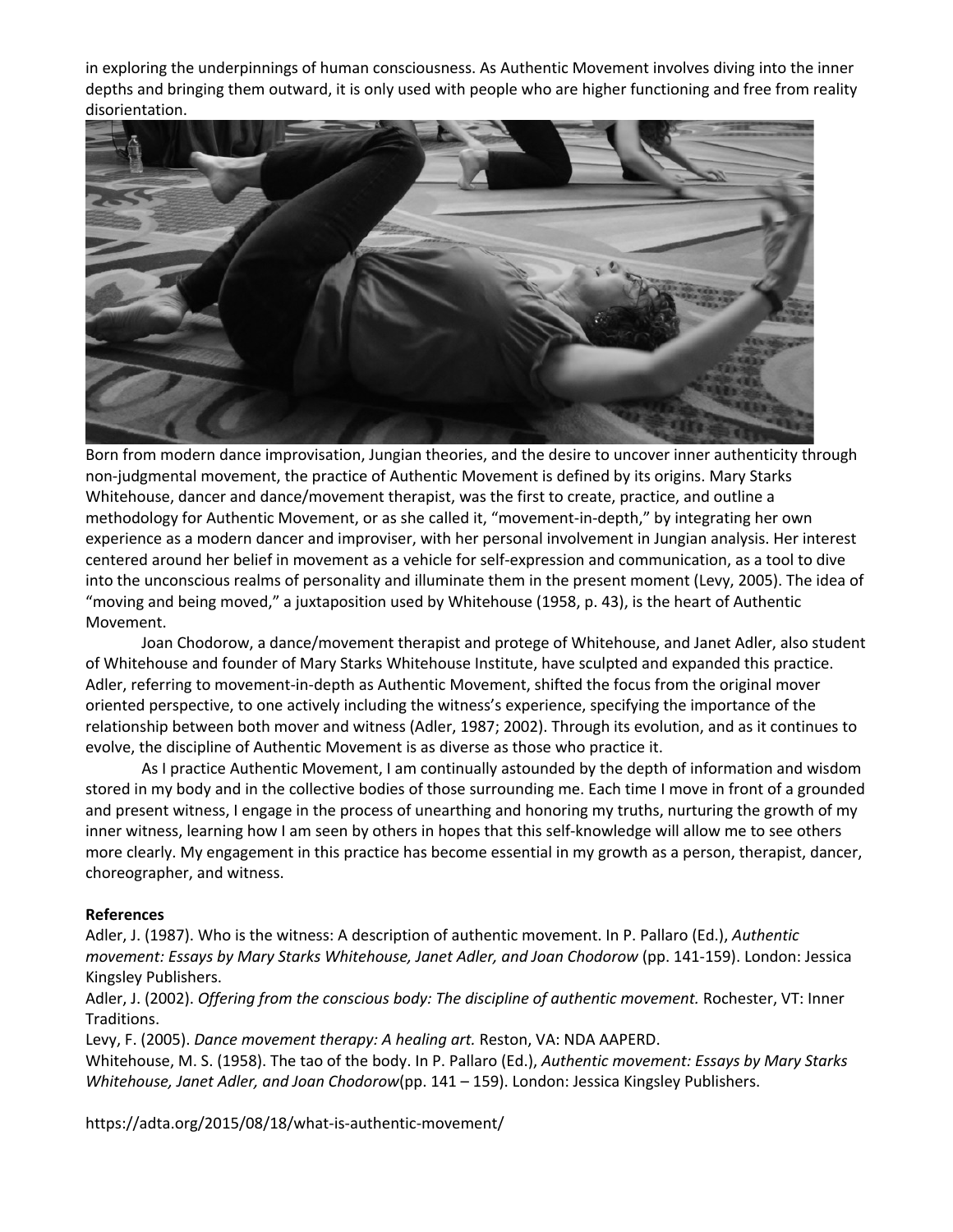in exploring the underpinnings of human consciousness. As Authentic Movement involves diving into the inner depths and bringing them outward, it is only used with people who are higher functioning and free from reality disorientation.

Born from modern dance improvisation, Jungian theories, and the desire to uncover inner authenticity through non-judgmental movement, the practice of Authentic Movement is defined by its origins. Mary Starks Whitehouse, dancer and dance/movement therapist, was the first to create, practice, and outline a methodology for Authentic Movement, or as she called it, "movement-in-depth," by integrating her own experience as a modern dancer and improviser, with her personal involvement in Jungian analysis. Her interest centered around her belief in movement as a vehicle for self-expression and communication, as a tool to dive into the unconscious realms of personality and illuminate them in the present moment (Levy, 2005). The idea of "moving and being moved," a juxtaposition used by Whitehouse (1958, p. 43), is the heart of Authentic Movement.

Joan Chodorow, a dance/movement therapist and protege of Whitehouse, and Janet Adler, also student of Whitehouse and founder of Mary Starks Whitehouse Institute, have sculpted and expanded this practice. Adler, referring to movement-in-depth as Authentic Movement, shifted the focus from the original mover oriented perspective, to one actively including the witness's experience, specifying the importance of the relationship between both mover and witness (Adler, 1987; 2002). Through its evolution, and as it continues to evolve, the discipline of Authentic Movement is as diverse as those who practice it.

As I practice Authentic Movement, I am continually astounded by the depth of information and wisdom stored in my body and in the collective bodies of those surrounding me. Each time I move in front of a grounded and present witness, I engage in the process of unearthing and honoring my truths, nurturing the growth of my inner witness, learning how I am seen by others in hopes that this self-knowledge will allow me to see others more clearly. My engagement in this practice has become essential in my growth as a person, therapist, dancer, choreographer, and witness.

**References**

Adler, J. (1987). Who is the witness: A description of authentic movement. In P. Pallaro (Ed.), *Authentic movement: Essays by Mary Starks Whitehouse, Janet Adler, and Joan Chodorow* (pp. 141-159). London: Jessica Kingsley Publishers.

Adler, J. (2002). *Offering from the conscious body: The discipline of authentic movement.* Rochester, VT: Inner Traditions.

Levy, F. (2005). *Dance movement therapy: A healing art.* Reston, VA: NDA AAPERD.

Whitehouse, M. S. (1958). The tao of the body. In P. Pallaro (Ed.), *Authentic movement: Essays by Mary Starks Whitehouse, Janet Adler, and Joan Chodorow*(pp. 141 – 159). London: Jessica Kingsley Publishers.

https://adta.org/2015/08/18/what-is-authentic-movement/